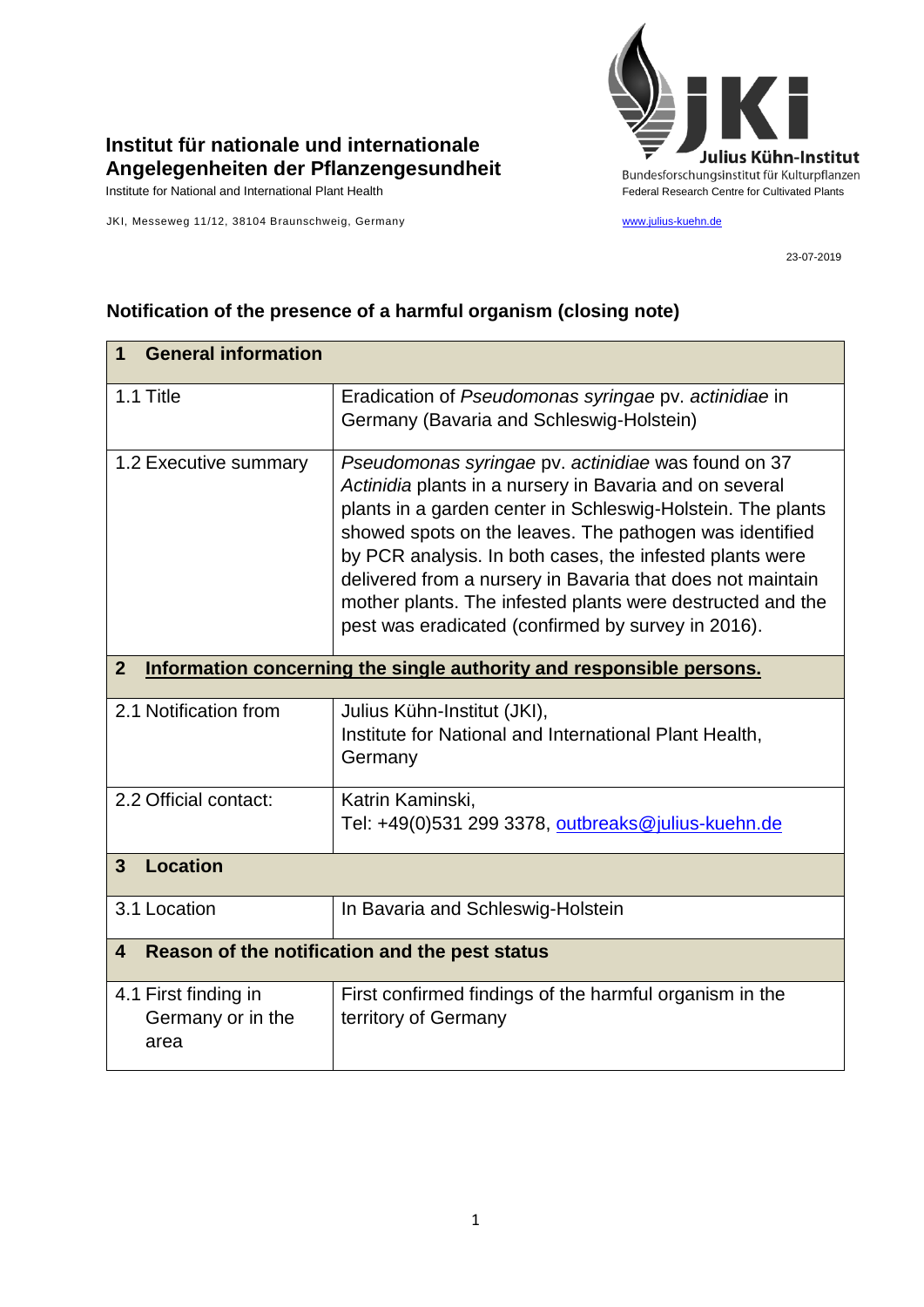**Institut für nationale und internationale Angelegenheiten der Pflanzengesundheit**

Institute for National and International Plant Health

JKI, Messeweg 11/12, 38104 Braunschweig, Germany

Julius Kühn-Institut
Bundesforschungsinstitut für Kulturpflanzen
Federal Research Centre for Cultivated Plants

www.julius-kuehn.de

23-07-2019

## Notification of the presence of a harmful organism (closing note)

| **1 General information** | |
|---|---|
| 1.1 Title | Eradication of *Pseudomonas syringae* pv. *actinidiae* in Germany (Bavaria and Schleswig-Holstein) |
| 1.2 Executive summary | *Pseudomonas syringae* pv. *actinidiae* was found on 37 *Actinidia* plants in a nursery in Bavaria and on several plants in a garden center in Schleswig-Holstein. The plants showed spots on the leaves. The pathogen was identified by PCR analysis. In both cases, the infested plants were delivered from a nursery in Bavaria that does not maintain mother plants. The infested plants were destructed and the pest was eradicated (confirmed by survey in 2016). |
| **2 Information concerning the single authority and responsible persons.** | |
| 2.1 Notification from | Julius Kühn-Institut (JKI), Institute for National and International Plant Health, Germany |
| 2.2 Official contact: | Katrin Kaminski, Tel: +49(0)531 299 3378, outbreaks@julius-kuehn.de |
| **3 Location** | |
| 3.1 Location | In Bavaria and Schleswig-Holstein |
| **4 Reason of the notification and the pest status** | |
| 4.1 First finding in Germany or in the area | First confirmed findings of the harmful organism in the territory of Germany |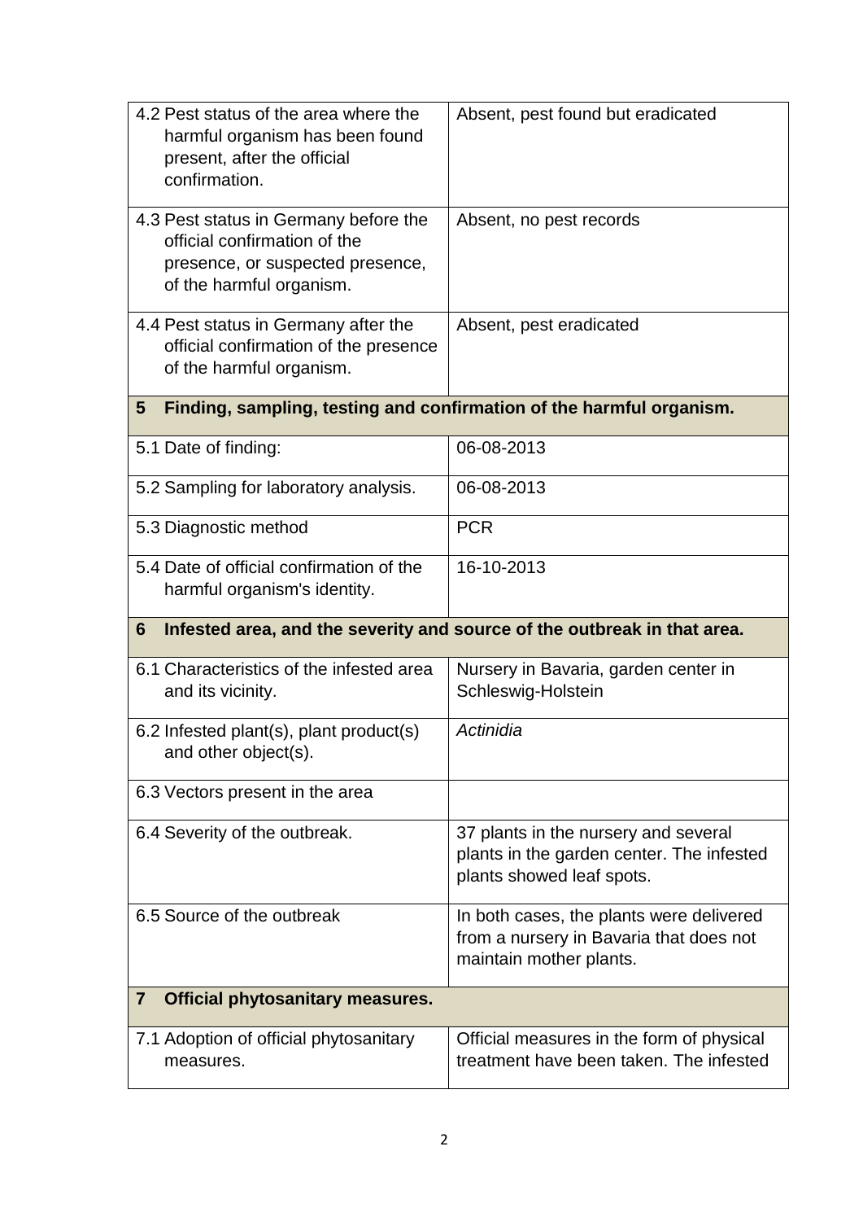| | |
|---|---|
| 4.2 Pest status of the area where the harmful organism has been found present, after the official confirmation. | Absent, pest found but eradicated |
| 4.3 Pest status in Germany before the official confirmation of the presence, or suspected presence, of the harmful organism. | Absent, no pest records |
| 4.4 Pest status in Germany after the official confirmation of the presence of the harmful organism. | Absent, pest eradicated |
| **5 Finding, sampling, testing and confirmation of the harmful organism.** | |
| 5.1 Date of finding: | 06-08-2013 |
| 5.2 Sampling for laboratory analysis. | 06-08-2013 |
| 5.3 Diagnostic method | PCR |
| 5.4 Date of official confirmation of the harmful organism's identity. | 16-10-2013 |
| **6 Infested area, and the severity and source of the outbreak in that area.** | |
| 6.1 Characteristics of the infested area and its vicinity. | Nursery in Bavaria, garden center in Schleswig-Holstein |
| 6.2 Infested plant(s), plant product(s) and other object(s). | *Actinidia* |
| 6.3 Vectors present in the area | |
| 6.4 Severity of the outbreak. | 37 plants in the nursery and several plants in the garden center. The infested plants showed leaf spots. |
| 6.5 Source of the outbreak | In both cases, the plants were delivered from a nursery in Bavaria that does not maintain mother plants. |
| **7 Official phytosanitary measures.** | |
| 7.1 Adoption of official phytosanitary measures. | Official measures in the form of physical treatment have been taken. The infested |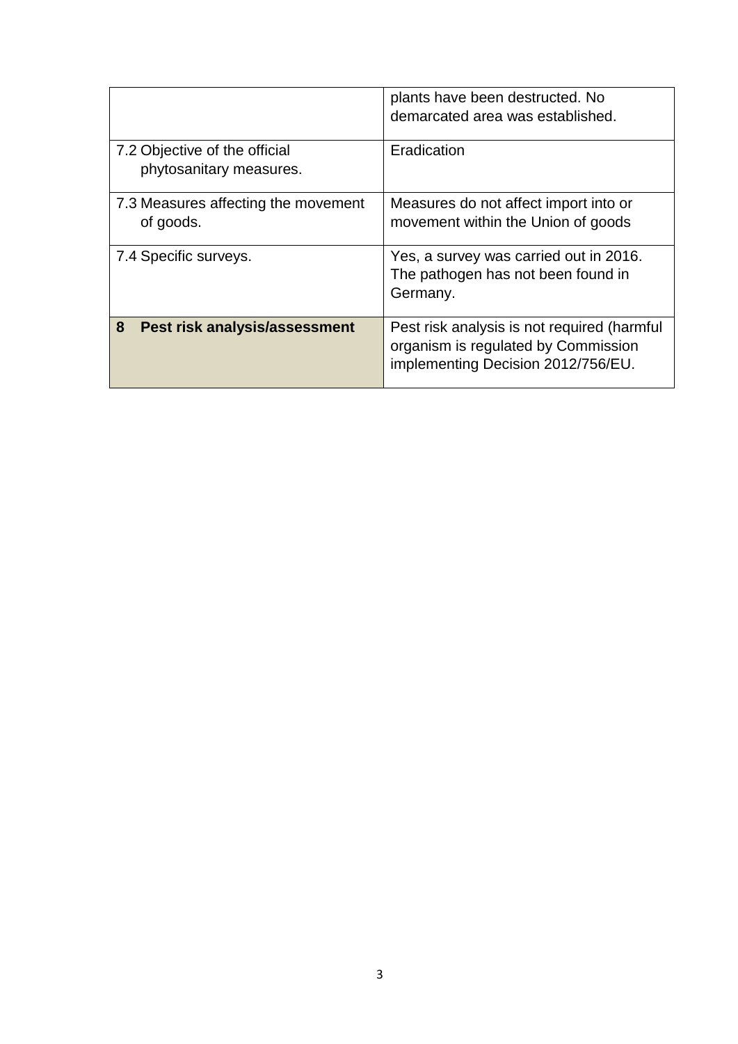| | |
|---|---|
| | plants have been destructed. No demarcated area was established. |
| 7.2 Objective of the official phytosanitary measures. | Eradication |
| 7.3 Measures affecting the movement of goods. | Measures do not affect import into or movement within the Union of goods |
| 7.4 Specific surveys. | Yes, a survey was carried out in 2016. The pathogen has not been found in Germany. |
| **8 Pest risk analysis/assessment** | Pest risk analysis is not required (harmful organism is regulated by Commission implementing Decision 2012/756/EU. |